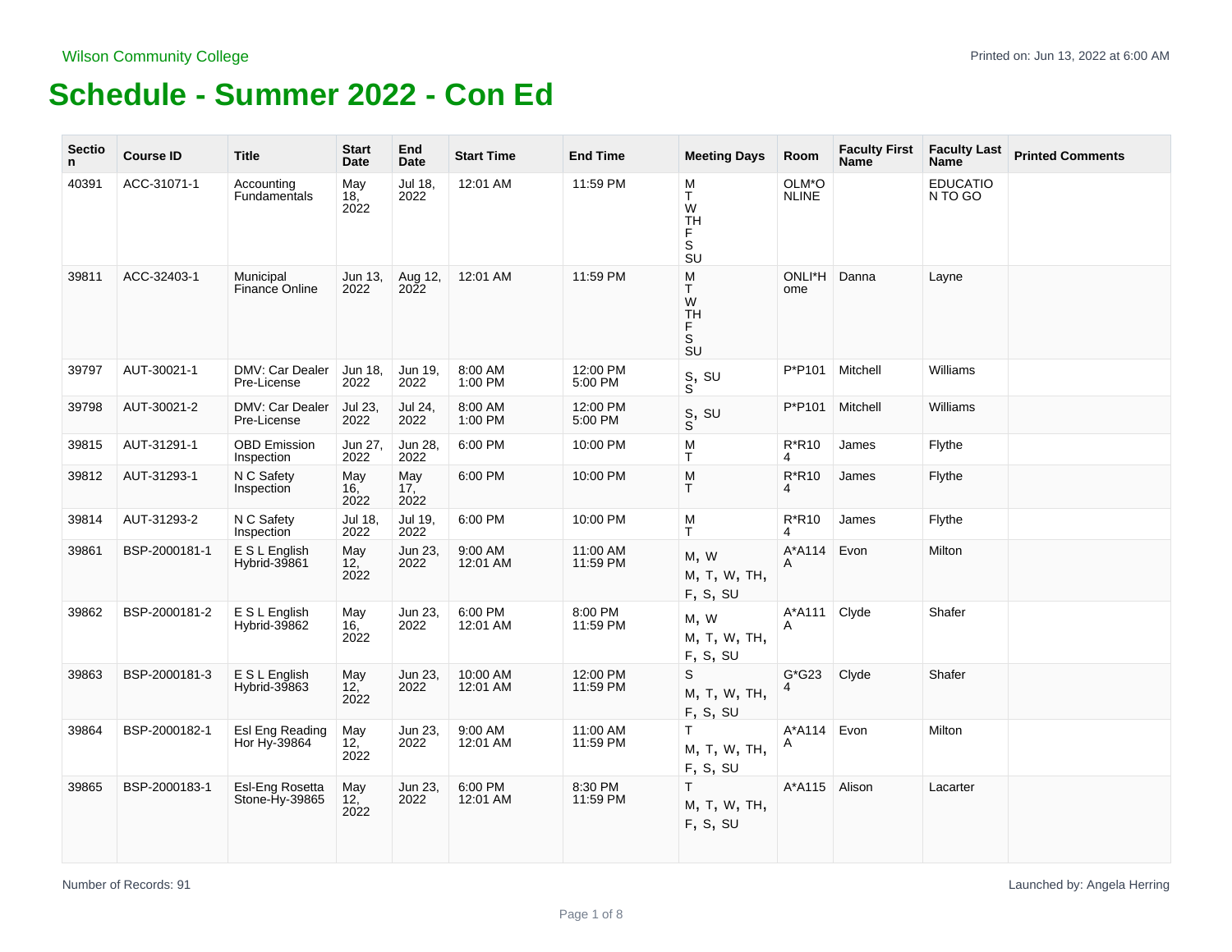Wilson Community College

# Schedule - Summer 2022 - Con Ed

| Section | Course ID | Title | Start Date | End Date | Start Time | End Time | Meeting Days | Room | Faculty First Name | Faculty Last Name | Printed Comments |
|---|---|---|---|---|---|---|---|---|---|---|---|
| 40391 | ACC-31071-1 | Accounting Fundamentals | May 18, 2022 | Jul 18, 2022 | 12:01 AM | 11:59 PM | M T W TH F S SU | OLM*ONLINE | | EDUCATION TO GO | |
| 39811 | ACC-32403-1 | Municipal Finance Online | Jun 13, 2022 | Aug 12, 2022 | 12:01 AM | 11:59 PM | M T W TH F S SU | ONLI*Home | Danna | Layne | |
| 39797 | AUT-30021-1 | DMV: Car Dealer Pre-License | Jun 18, 2022 | Jun 19, 2022 | 8:00 AM 1:00 PM | 12:00 PM 5:00 PM | S, SU S | P*P101 | Mitchell | Williams | |
| 39798 | AUT-30021-2 | DMV: Car Dealer Pre-License | Jul 23, 2022 | Jul 24, 2022 | 8:00 AM 1:00 PM | 12:00 PM 5:00 PM | S, SU S | P*P101 | Mitchell | Williams | |
| 39815 | AUT-31291-1 | OBD Emission Inspection | Jun 27, 2022 | Jun 28, 2022 | 6:00 PM | 10:00 PM | M T | R*R104 | James | Flythe | |
| 39812 | AUT-31293-1 | N C Safety Inspection | May 16, 2022 | May 17, 2022 | 6:00 PM | 10:00 PM | M T | R*R104 | James | Flythe | |
| 39814 | AUT-31293-2 | N C Safety Inspection | Jul 18, 2022 | Jul 19, 2022 | 6:00 PM | 10:00 PM | M T | R*R104 | James | Flythe | |
| 39861 | BSP-2000181-1 | E S L English Hybrid-39861 | May 12, 2022 | Jun 23, 2022 | 9:00 AM 12:01 AM | 11:00 AM 11:59 PM | M, W M, T, W, TH, F, S, SU | A*A114A | Evon | Milton | |
| 39862 | BSP-2000181-2 | E S L English Hybrid-39862 | May 16, 2022 | Jun 23, 2022 | 6:00 PM 12:01 AM | 8:00 PM 11:59 PM | M, W M, T, W, TH, F, S, SU | A*A111A | Clyde | Shafer | |
| 39863 | BSP-2000181-3 | E S L English Hybrid-39863 | May 12, 2022 | Jun 23, 2022 | 10:00 AM 12:01 AM | 12:00 PM 11:59 PM | S M, T, W, TH, F, S, SU | G*G234 | Clyde | Shafer | |
| 39864 | BSP-2000182-1 | Esl Eng Reading Hor Hy-39864 | May 12, 2022 | Jun 23, 2022 | 9:00 AM 12:01 AM | 11:00 AM 11:59 PM | T M, T, W, TH, F, S, SU | A*A114A | Evon | Milton | |
| 39865 | BSP-2000183-1 | Esl-Eng Rosetta Stone-Hy-39865 | May 12, 2022 | Jun 23, 2022 | 6:00 PM 12:01 AM | 8:30 PM 11:59 PM | T M, T, W, TH, F, S, SU | A*A115 | Alison | Lacarter | |

Number of Records: 91

Launched by: Angela Herring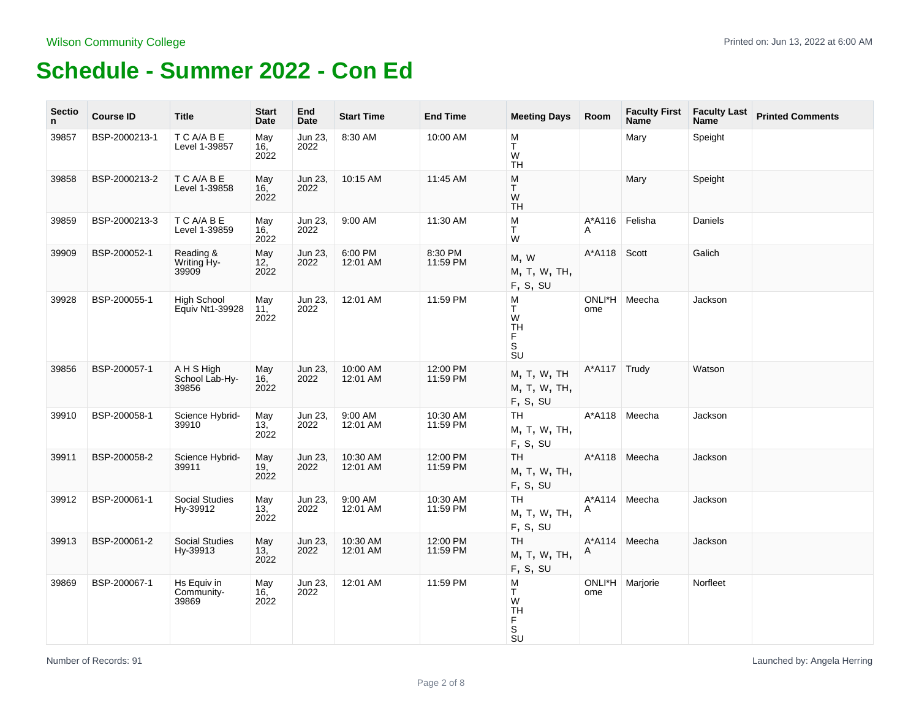Wilson Community College

Printed on: Jun 13, 2022 at 6:00 AM

# Schedule - Summer 2022 - Con Ed

| Section | Course ID | Title | Start Date | End Date | Start Time | End Time | Meeting Days | Room | Faculty First Name | Faculty Last Name | Printed Comments |
|---|---|---|---|---|---|---|---|---|---|---|---|
| 39857 | BSP-2000213-1 | T C A/A B E Level 1-39857 | May 16, 2022 | Jun 23, 2022 | 8:30 AM | 10:00 AM | M T W TH | | Mary | Speight | |
| 39858 | BSP-2000213-2 | T C A/A B E Level 1-39858 | May 16, 2022 | Jun 23, 2022 | 10:15 AM | 11:45 AM | M T W TH | | Mary | Speight | |
| 39859 | BSP-2000213-3 | T C A/A B E Level 1-39859 | May 16, 2022 | Jun 23, 2022 | 9:00 AM | 11:30 AM | M T W | A*A116A | Felisha | Daniels | |
| 39909 | BSP-200052-1 | Reading & Writing Hy-39909 | May 12, 2022 | Jun 23, 2022 | 6:00 PM 12:01 AM | 8:30 PM 11:59 PM | M, W M, T, W, TH, F, S, SU | A*A118 | Scott | Galich | |
| 39928 | BSP-200055-1 | High School Equiv Nt1-39928 | May 11, 2022 | Jun 23, 2022 | 12:01 AM | 11:59 PM | M T W TH F S SU | ONLI*Home | Meecha | Jackson | |
| 39856 | BSP-200057-1 | A H S High School Lab-Hy-39856 | May 16, 2022 | Jun 23, 2022 | 10:00 AM 12:01 AM | 12:00 PM 11:59 PM | M, T, W, TH M, T, W, TH, F, S, SU | A*A117 | Trudy | Watson | |
| 39910 | BSP-200058-1 | Science Hybrid-39910 | May 13, 2022 | Jun 23, 2022 | 9:00 AM 12:01 AM | 10:30 AM 11:59 PM | TH M, T, W, TH, F, S, SU | A*A118 | Meecha | Jackson | |
| 39911 | BSP-200058-2 | Science Hybrid-39911 | May 19, 2022 | Jun 23, 2022 | 10:30 AM 12:01 AM | 12:00 PM 11:59 PM | TH M, T, W, TH, F, S, SU | A*A118 | Meecha | Jackson | |
| 39912 | BSP-200061-1 | Social Studies Hy-39912 | May 13, 2022 | Jun 23, 2022 | 9:00 AM 12:01 AM | 10:30 AM 11:59 PM | TH M, T, W, TH, F, S, SU | A*A114A | Meecha | Jackson | |
| 39913 | BSP-200061-2 | Social Studies Hy-39913 | May 13, 2022 | Jun 23, 2022 | 10:30 AM 12:01 AM | 12:00 PM 11:59 PM | TH M, T, W, TH, F, S, SU | A*A114A | Meecha | Jackson | |
| 39869 | BSP-200067-1 | Hs Equiv in Community-39869 | May 16, 2022 | Jun 23, 2022 | 12:01 AM | 11:59 PM | M T W TH F S SU | ONLI*Home | Marjorie | Norfleet | |

Number of Records: 91

Launched by: Angela Herring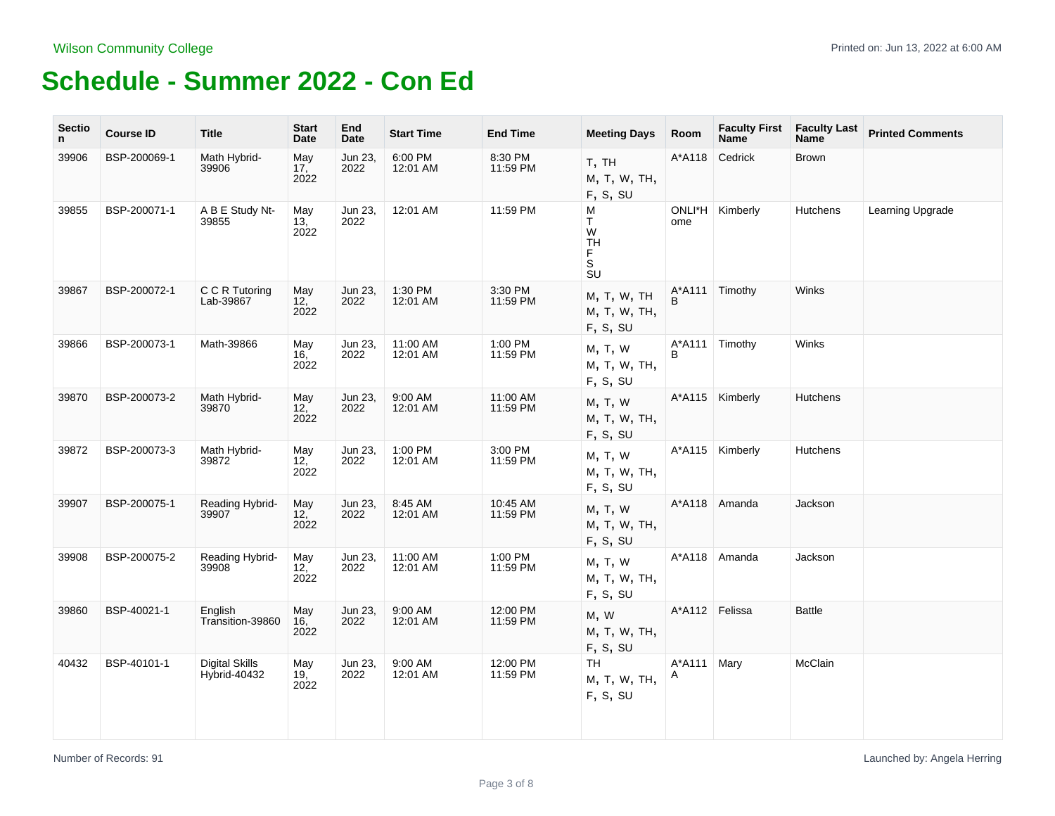Wilson Community College

# Schedule - Summer 2022 - Con Ed

| Section | Course ID | Title | Start Date | End Date | Start Time | End Time | Meeting Days | Room | Faculty First Name | Faculty Last Name | Printed Comments |
|---|---|---|---|---|---|---|---|---|---|---|---|
| 39906 | BSP-200069-1 | Math Hybrid-39906 | May 17, 2022 | Jun 23, 2022 | 6:00 PM 12:01 AM | 8:30 PM 11:59 PM | T, TH M, T, W, TH, F, S, SU | A*A118 | Cedrick | Brown | |
| 39855 | BSP-200071-1 | A B E Study Nt-39855 | May 13, 2022 | Jun 23, 2022 | 12:01 AM | 11:59 PM | M T W TH F S SU | ONLI*Home | Kimberly | Hutchens | Learning Upgrade |
| 39867 | BSP-200072-1 | C C R Tutoring Lab-39867 | May 12, 2022 | Jun 23, 2022 | 1:30 PM 12:01 AM | 3:30 PM 11:59 PM | M, T, W, TH M, T, W, TH, F, S, SU | A*A111B | Timothy | Winks | |
| 39866 | BSP-200073-1 | Math-39866 | May 16, 2022 | Jun 23, 2022 | 11:00 AM 12:01 AM | 1:00 PM 11:59 PM | M, T, W M, T, W, TH, F, S, SU | A*A111B | Timothy | Winks | |
| 39870 | BSP-200073-2 | Math Hybrid-39870 | May 12, 2022 | Jun 23, 2022 | 9:00 AM 12:01 AM | 11:00 AM 11:59 PM | M, T, W M, T, W, TH, F, S, SU | A*A115 | Kimberly | Hutchens | |
| 39872 | BSP-200073-3 | Math Hybrid-39872 | May 12, 2022 | Jun 23, 2022 | 1:00 PM 12:01 AM | 3:00 PM 11:59 PM | M, T, W M, T, W, TH, F, S, SU | A*A115 | Kimberly | Hutchens | |
| 39907 | BSP-200075-1 | Reading Hybrid-39907 | May 12, 2022 | Jun 23, 2022 | 8:45 AM 12:01 AM | 10:45 AM 11:59 PM | M, T, W M, T, W, TH, F, S, SU | A*A118 | Amanda | Jackson | |
| 39908 | BSP-200075-2 | Reading Hybrid-39908 | May 12, 2022 | Jun 23, 2022 | 11:00 AM 12:01 AM | 1:00 PM 11:59 PM | M, T, W M, T, W, TH, F, S, SU | A*A118 | Amanda | Jackson | |
| 39860 | BSP-40021-1 | English Transition-39860 | May 16, 2022 | Jun 23, 2022 | 9:00 AM 12:01 AM | 12:00 PM 11:59 PM | M, W M, T, W, TH, F, S, SU | A*A112 | Felissa | Battle | |
| 40432 | BSP-40101-1 | Digital Skills Hybrid-40432 | May 19, 2022 | Jun 23, 2022 | 9:00 AM 12:01 AM | 12:00 PM 11:59 PM | TH M, T, W, TH, F, S, SU | A*A111A | Mary | McClain | |

Number of Records: 91

Launched by: Angela Herring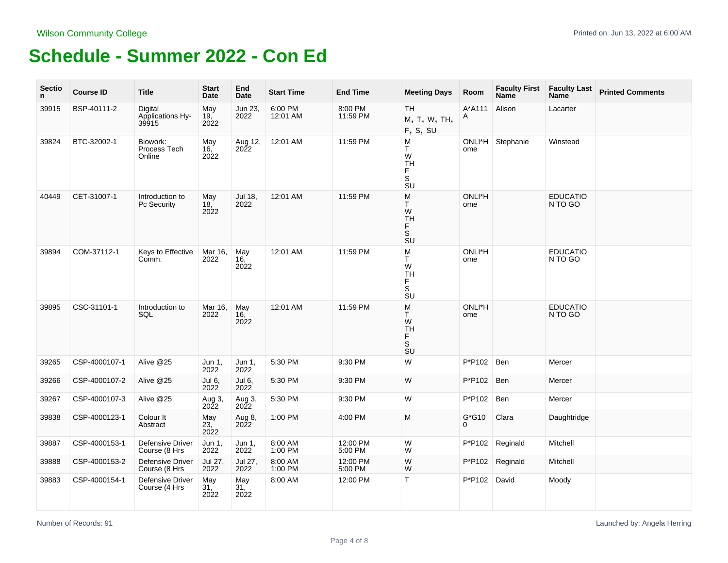Wilson Community College

# Schedule - Summer 2022 - Con Ed

| Section | Course ID | Title | Start Date | End Date | Start Time | End Time | Meeting Days | Room | Faculty First Name | Faculty Last Name | Printed Comments |
|---|---|---|---|---|---|---|---|---|---|---|---|
| 39915 | BSP-40111-2 | Digital Applications Hy-39915 | May 19, 2022 | Jun 23, 2022 | 6:00 PM 12:01 AM | 8:00 PM 11:59 PM | TH M, T, W, TH, F, S, SU | A*A111A | Alison | Lacarter | |
| 39824 | BTC-32002-1 | Biowork: Process Tech Online | May 16, 2022 | Aug 12, 2022 | 12:01 AM | 11:59 PM | M T W TH F S SU | ONLI*Home | Stephanie | Winstead | |
| 40449 | CET-31007-1 | Introduction to Pc Security | May 18, 2022 | Jul 18, 2022 | 12:01 AM | 11:59 PM | M T W TH F S SU | ONLI*Home | | EDUCATION TO GO | |
| 39894 | COM-37112-1 | Keys to Effective Comm. | Mar 16, 2022 | May 16, 2022 | 12:01 AM | 11:59 PM | M T W TH F S SU | ONLI*Home | | EDUCATION TO GO | |
| 39895 | CSC-31101-1 | Introduction to SQL | Mar 16, 2022 | May 16, 2022 | 12:01 AM | 11:59 PM | M T W TH F S SU | ONLI*Home | | EDUCATION TO GO | |
| 39265 | CSP-4000107-1 | Alive @25 | Jun 1, 2022 | Jun 1, 2022 | 5:30 PM | 9:30 PM | W | P*P102 | Ben | Mercer | |
| 39266 | CSP-4000107-2 | Alive @25 | Jul 6, 2022 | Jul 6, 2022 | 5:30 PM | 9:30 PM | W | P*P102 | Ben | Mercer | |
| 39267 | CSP-4000107-3 | Alive @25 | Aug 3, 2022 | Aug 3, 2022 | 5:30 PM | 9:30 PM | W | P*P102 | Ben | Mercer | |
| 39838 | CSP-4000123-1 | Colour It Abstract | May 23, 2022 | Aug 8, 2022 | 1:00 PM | 4:00 PM | M | G*G100 | Clara | Daughtridge | |
| 39887 | CSP-4000153-1 | Defensive Driver Course (8 Hrs | Jun 1, 2022 | Jun 1, 2022 | 8:00 AM 1:00 PM | 12:00 PM 5:00 PM | W W | P*P102 | Reginald | Mitchell | |
| 39888 | CSP-4000153-2 | Defensive Driver Course (8 Hrs | Jul 27, 2022 | Jul 27, 2022 | 8:00 AM 1:00 PM | 12:00 PM 5:00 PM | W W | P*P102 | Reginald | Mitchell | |
| 39883 | CSP-4000154-1 | Defensive Driver Course (4 Hrs | May 31, 2022 | May 31, 2022 | 8:00 AM | 12:00 PM | T | P*P102 | David | Moody | |

Number of Records: 91

Launched by: Angela Herring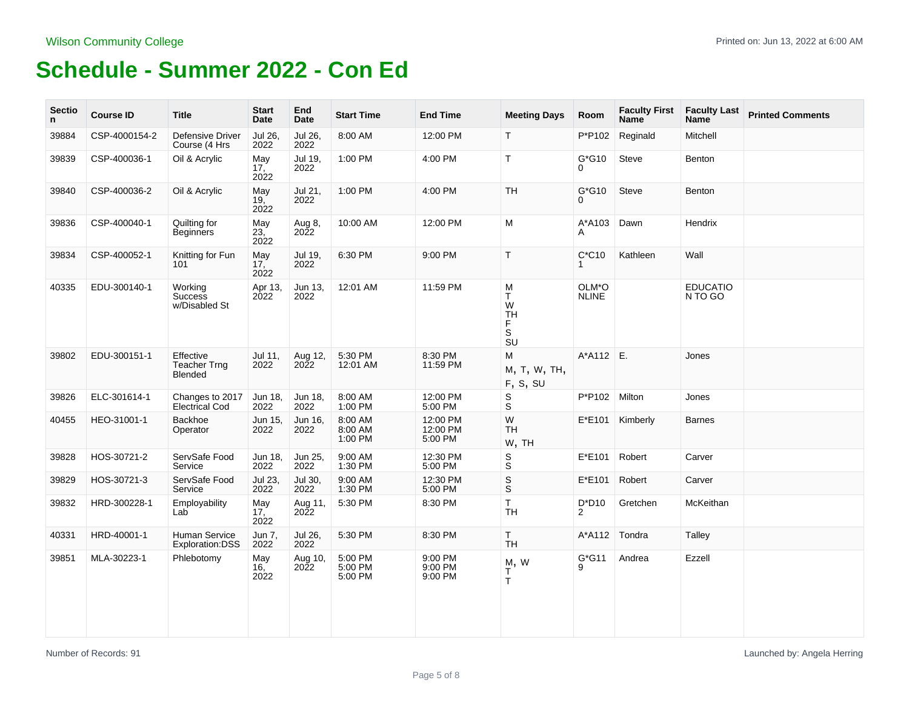Wilson Community College

Printed on: Jun 13, 2022 at 6:00 AM

# Schedule - Summer 2022 - Con Ed

| Section | Course ID | Title | Start Date | End Date | Start Time | End Time | Meeting Days | Room | Faculty First Name | Faculty Last Name | Printed Comments |
|---|---|---|---|---|---|---|---|---|---|---|---|
| 39884 | CSP-4000154-2 | Defensive Driver Course (4 Hrs | Jul 26, 2022 | Jul 26, 2022 | 8:00 AM | 12:00 PM | T | P*P102 | Reginald | Mitchell | |
| 39839 | CSP-400036-1 | Oil & Acrylic | May 17, 2022 | Jul 19, 2022 | 1:00 PM | 4:00 PM | T | G*G100 | Steve | Benton | |
| 39840 | CSP-400036-2 | Oil & Acrylic | May 19, 2022 | Jul 21, 2022 | 1:00 PM | 4:00 PM | TH | G*G100 | Steve | Benton | |
| 39836 | CSP-400040-1 | Quilting for Beginners | May 23, 2022 | Aug 8, 2022 | 10:00 AM | 12:00 PM | M | A*A103A | Dawn | Hendrix | |
| 39834 | CSP-400052-1 | Knitting for Fun 101 | May 17, 2022 | Jul 19, 2022 | 6:30 PM | 9:00 PM | T | C*C101 | Kathleen | Wall | |
| 40335 | EDU-300140-1 | Working Success w/Disabled St | Apr 13, 2022 | Jun 13, 2022 | 12:01 AM | 11:59 PM | M T W TH F S SU | OLM*ONLINE | | EDUCATION TO GO | |
| 39802 | EDU-300151-1 | Effective Teacher Trng Blended | Jul 11, 2022 | Aug 12, 2022 | 5:30 PM 12:01 AM | 8:30 PM 11:59 PM | M M, T, W, TH, F, S, SU | A*A112 | E. | Jones | |
| 39826 | ELC-301614-1 | Changes to 2017 Electrical Cod | Jun 18, 2022 | Jun 18, 2022 | 8:00 AM 1:00 PM | 12:00 PM 5:00 PM | S S | P*P102 | Milton | Jones | |
| 40455 | HEO-31001-1 | Backhoe Operator | Jun 15, 2022 | Jun 16, 2022 | 8:00 AM 8:00 AM 1:00 PM | 12:00 PM 12:00 PM 5:00 PM | W TH W, TH | E*E101 | Kimberly | Barnes | |
| 39828 | HOS-30721-2 | ServSafe Food Service | Jun 18, 2022 | Jun 25, 2022 | 9:00 AM 1:30 PM | 12:30 PM 5:00 PM | S S | E*E101 | Robert | Carver | |
| 39829 | HOS-30721-3 | ServSafe Food Service | Jul 23, 2022 | Jul 30, 2022 | 9:00 AM 1:30 PM | 12:30 PM 5:00 PM | S S | E*E101 | Robert | Carver | |
| 39832 | HRD-300228-1 | Employability Lab | May 17, 2022 | Aug 11, 2022 | 5:30 PM | 8:30 PM | T TH | D*D102 | Gretchen | McKeithan | |
| 40331 | HRD-40001-1 | Human Service Exploration:DSS | Jun 7, 2022 | Jul 26, 2022 | 5:30 PM | 8:30 PM | T TH | A*A112 | Tondra | Talley | |
| 39851 | MLA-30223-1 | Phlebotomy | May 16, 2022 | Aug 10, 2022 | 5:00 PM 5:00 PM 5:00 PM | 9:00 PM 9:00 PM 9:00 PM | M, W T T | G*G119 | Andrea | Ezzell | |

Number of Records: 91

Launched by: Angela Herring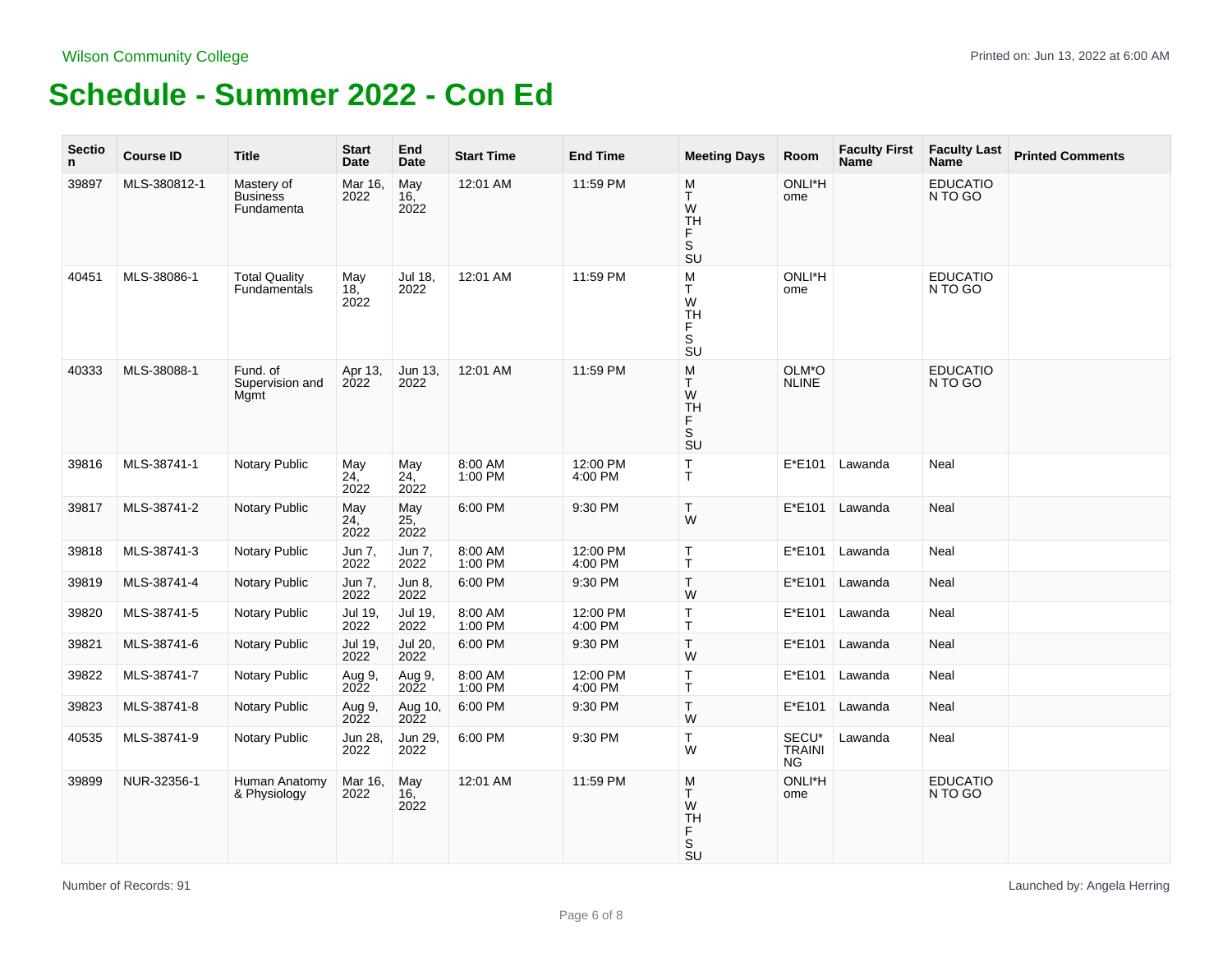Wilson Community College

# Schedule - Summer 2022 - Con Ed

| Section | Course ID | Title | Start Date | End Date | Start Time | End Time | Meeting Days | Room | Faculty First Name | Faculty Last Name | Printed Comments |
|---|---|---|---|---|---|---|---|---|---|---|---|
| 39897 | MLS-380812-1 | Mastery of Business Fundamenta | Mar 16, 2022 | May 16, 2022 | 12:01 AM | 11:59 PM | M T W TH F S SU | ONLI*Home | | EDUCATION TO GO | |
| 40451 | MLS-38086-1 | Total Quality Fundamentals | May 18, 2022 | Jul 18, 2022 | 12:01 AM | 11:59 PM | M T W TH F S SU | ONLI*Home | | EDUCATION TO GO | |
| 40333 | MLS-38088-1 | Fund. of Supervision and Mgmt | Apr 13, 2022 | Jun 13, 2022 | 12:01 AM | 11:59 PM | M T W TH F S SU | OLM*ONLINE | | EDUCATION TO GO | |
| 39816 | MLS-38741-1 | Notary Public | May 24, 2022 | May 24, 2022 | 8:00 AM 1:00 PM | 12:00 PM 4:00 PM | T T | E*E101 | Lawanda | Neal | |
| 39817 | MLS-38741-2 | Notary Public | May 24, 2022 | May 25, 2022 | 6:00 PM | 9:30 PM | T W | E*E101 | Lawanda | Neal | |
| 39818 | MLS-38741-3 | Notary Public | Jun 7, 2022 | Jun 7, 2022 | 8:00 AM 1:00 PM | 12:00 PM 4:00 PM | T T | E*E101 | Lawanda | Neal | |
| 39819 | MLS-38741-4 | Notary Public | Jun 7, 2022 | Jun 8, 2022 | 6:00 PM | 9:30 PM | T W | E*E101 | Lawanda | Neal | |
| 39820 | MLS-38741-5 | Notary Public | Jul 19, 2022 | Jul 19, 2022 | 8:00 AM 1:00 PM | 12:00 PM 4:00 PM | T T | E*E101 | Lawanda | Neal | |
| 39821 | MLS-38741-6 | Notary Public | Jul 19, 2022 | Jul 20, 2022 | 6:00 PM | 9:30 PM | T W | E*E101 | Lawanda | Neal | |
| 39822 | MLS-38741-7 | Notary Public | Aug 9, 2022 | Aug 9, 2022 | 8:00 AM 1:00 PM | 12:00 PM 4:00 PM | T T | E*E101 | Lawanda | Neal | |
| 39823 | MLS-38741-8 | Notary Public | Aug 9, 2022 | Aug 10, 2022 | 6:00 PM | 9:30 PM | T W | E*E101 | Lawanda | Neal | |
| 40535 | MLS-38741-9 | Notary Public | Jun 28, 2022 | Jun 29, 2022 | 6:00 PM | 9:30 PM | T W | SECU*TRAINING | Lawanda | Neal | |
| 39899 | NUR-32356-1 | Human Anatomy & Physiology | Mar 16, 2022 | May 16, 2022 | 12:01 AM | 11:59 PM | M T W TH F S SU | ONLI*Home | | EDUCATION TO GO | |

Number of Records: 91

Launched by: Angela Herring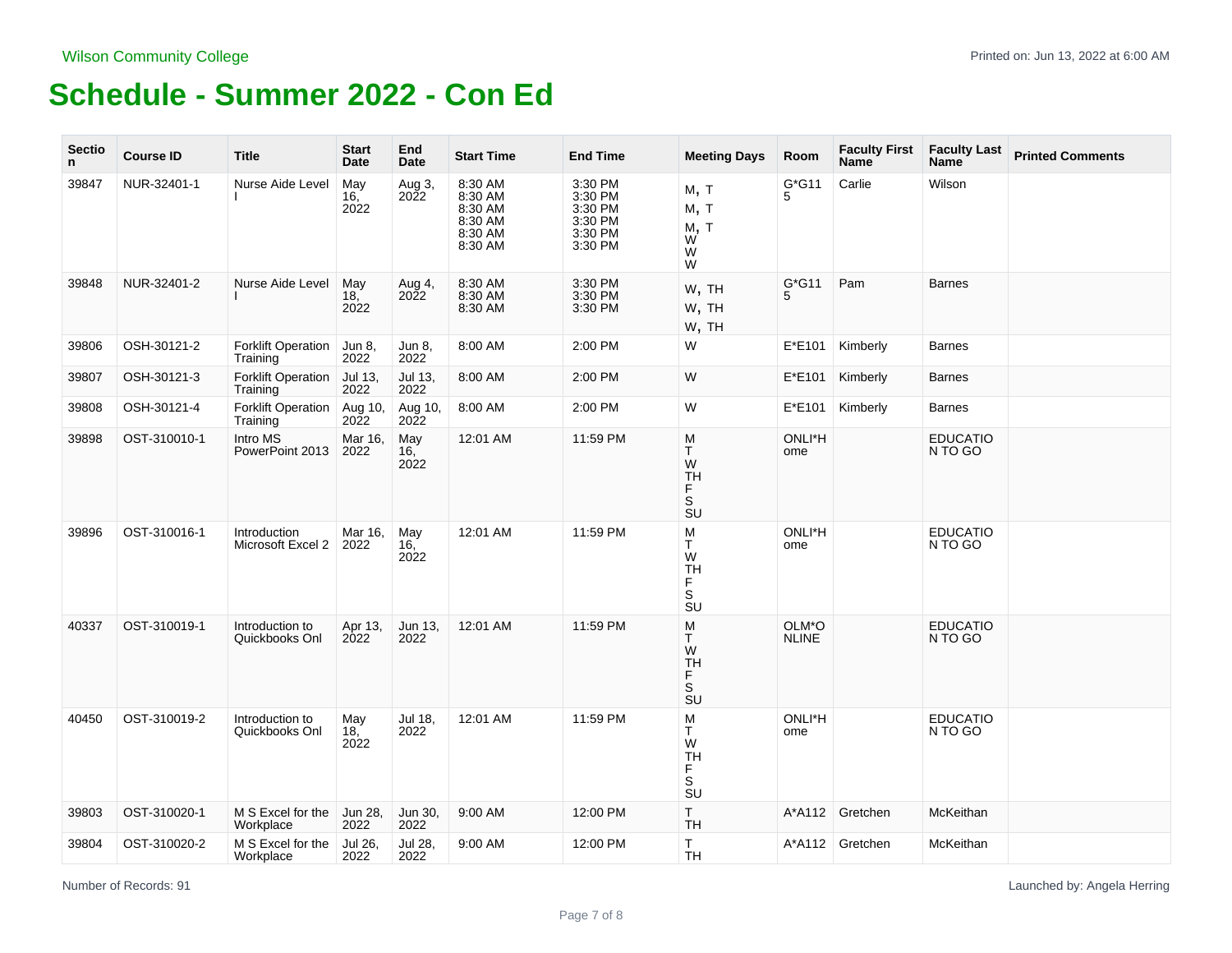Wilson Community College

Printed on: Jun 13, 2022 at 6:00 AM

# Schedule - Summer 2022 - Con Ed

| Section | Course ID | Title | Start Date | End Date | Start Time | End Time | Meeting Days | Room | Faculty First Name | Faculty Last Name | Printed Comments |
|---|---|---|---|---|---|---|---|---|---|---|---|
| 39847 | NUR-32401-1 | Nurse Aide Level I | May 16, 2022 | Aug 3, 2022 | 8:30 AM 8:30 AM 8:30 AM 8:30 AM 8:30 AM 8:30 AM | 3:30 PM 3:30 PM 3:30 PM 3:30 PM 3:30 PM 3:30 PM | M, T M, T M, T W W W | G*G115 | Carlie | Wilson | |
| 39848 | NUR-32401-2 | Nurse Aide Level I | May 18, 2022 | Aug 4, 2022 | 8:30 AM 8:30 AM 8:30 AM | 3:30 PM 3:30 PM 3:30 PM | W, TH W, TH W, TH | G*G115 | Pam | Barnes | |
| 39806 | OSH-30121-2 | Forklift Operation Training | Jun 8, 2022 | Jun 8, 2022 | 8:00 AM | 2:00 PM | W | E*E101 | Kimberly | Barnes | |
| 39807 | OSH-30121-3 | Forklift Operation Training | Jul 13, 2022 | Jul 13, 2022 | 8:00 AM | 2:00 PM | W | E*E101 | Kimberly | Barnes | |
| 39808 | OSH-30121-4 | Forklift Operation Training | Aug 10, 2022 | Aug 10, 2022 | 8:00 AM | 2:00 PM | W | E*E101 | Kimberly | Barnes | |
| 39898 | OST-310010-1 | Intro MS PowerPoint 2013 | Mar 16, 2022 | May 16, 2022 | 12:01 AM | 11:59 PM | M T W TH F S SU | ONLI*Home | | EDUCATION TO GO | |
| 39896 | OST-310016-1 | Introduction Microsoft Excel 2 | Mar 16, 2022 | May 16, 2022 | 12:01 AM | 11:59 PM | M T W TH F S SU | ONLI*Home | | EDUCATION TO GO | |
| 40337 | OST-310019-1 | Introduction to Quickbooks Onl | Apr 13, 2022 | Jun 13, 2022 | 12:01 AM | 11:59 PM | M T W TH F S SU | OLM*ONLINE | | EDUCATION TO GO | |
| 40450 | OST-310019-2 | Introduction to Quickbooks Onl | May 18, 2022 | Jul 18, 2022 | 12:01 AM | 11:59 PM | M T W TH F S SU | ONLI*Home | | EDUCATION TO GO | |
| 39803 | OST-310020-1 | M S Excel for the Workplace | Jun 28, 2022 | Jun 30, 2022 | 9:00 AM | 12:00 PM | T TH | A*A112 | Gretchen | McKeithan | |
| 39804 | OST-310020-2 | M S Excel for the Workplace | Jul 26, 2022 | Jul 28, 2022 | 9:00 AM | 12:00 PM | T TH | A*A112 | Gretchen | McKeithan | |

Number of Records: 91

Launched by: Angela Herring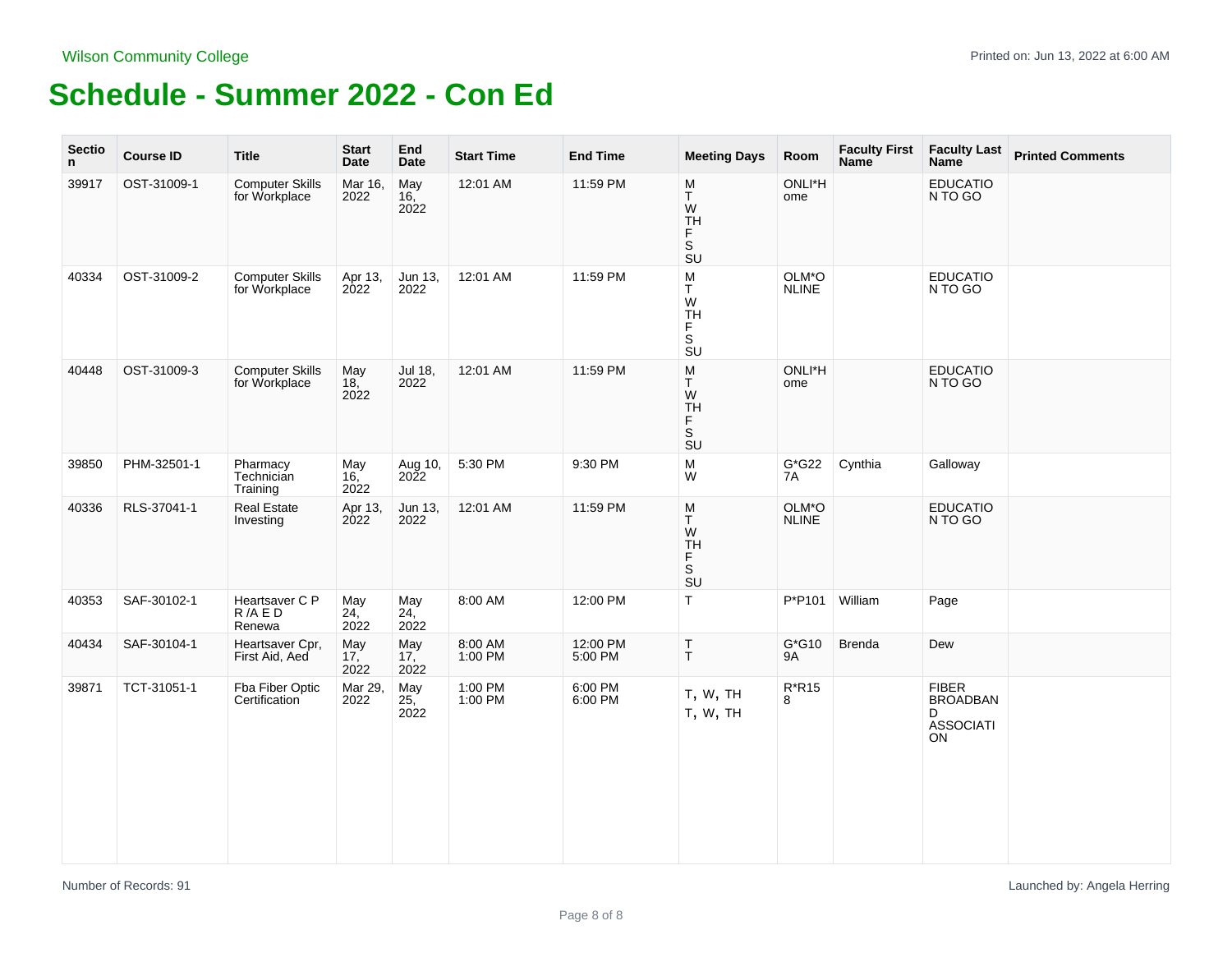Wilson Community College

# Schedule - Summer 2022 - Con Ed

| Section | Course ID | Title | Start Date | End Date | Start Time | End Time | Meeting Days | Room | Faculty First Name | Faculty Last Name | Printed Comments |
|---|---|---|---|---|---|---|---|---|---|---|---|
| 39917 | OST-31009-1 | Computer Skills for Workplace | Mar 16, 2022 | May 16, 2022 | 12:01 AM | 11:59 PM | M T W TH F S SU | ONLI*Home | | EDUCATION TO GO | |
| 40334 | OST-31009-2 | Computer Skills for Workplace | Apr 13, 2022 | Jun 13, 2022 | 12:01 AM | 11:59 PM | M T W TH F S SU | OLM*ONLINE | | EDUCATION TO GO | |
| 40448 | OST-31009-3 | Computer Skills for Workplace | May 18, 2022 | Jul 18, 2022 | 12:01 AM | 11:59 PM | M T W TH F S SU | ONLI*Home | | EDUCATION TO GO | |
| 39850 | PHM-32501-1 | Pharmacy Technician Training | May 16, 2022 | Aug 10, 2022 | 5:30 PM | 9:30 PM | M W | G*G227A | Cynthia | Galloway | |
| 40336 | RLS-37041-1 | Real Estate Investing | Apr 13, 2022 | Jun 13, 2022 | 12:01 AM | 11:59 PM | M T W TH F S SU | OLM*ONLINE | | EDUCATION TO GO | |
| 40353 | SAF-30102-1 | Heartsaver C P R /A E D Renewa | May 24, 2022 | May 24, 2022 | 8:00 AM | 12:00 PM | T | P*P101 | William | Page | |
| 40434 | SAF-30104-1 | Heartsaver Cpr, First Aid, Aed | May 17, 2022 | May 17, 2022 | 8:00 AM<br>1:00 PM | 12:00 PM<br>5:00 PM | T<br>T | G*G109A | Brenda | Dew | |
| 39871 | TCT-31051-1 | Fba Fiber Optic Certification | Mar 29, 2022 | May 25, 2022 | 1:00 PM<br>1:00 PM | 6:00 PM<br>6:00 PM | T, W, TH<br>T, W, TH | R*R158 | | FIBER BROADBAND ASSOCIATION | |

Number of Records: 91

Launched by: Angela Herring